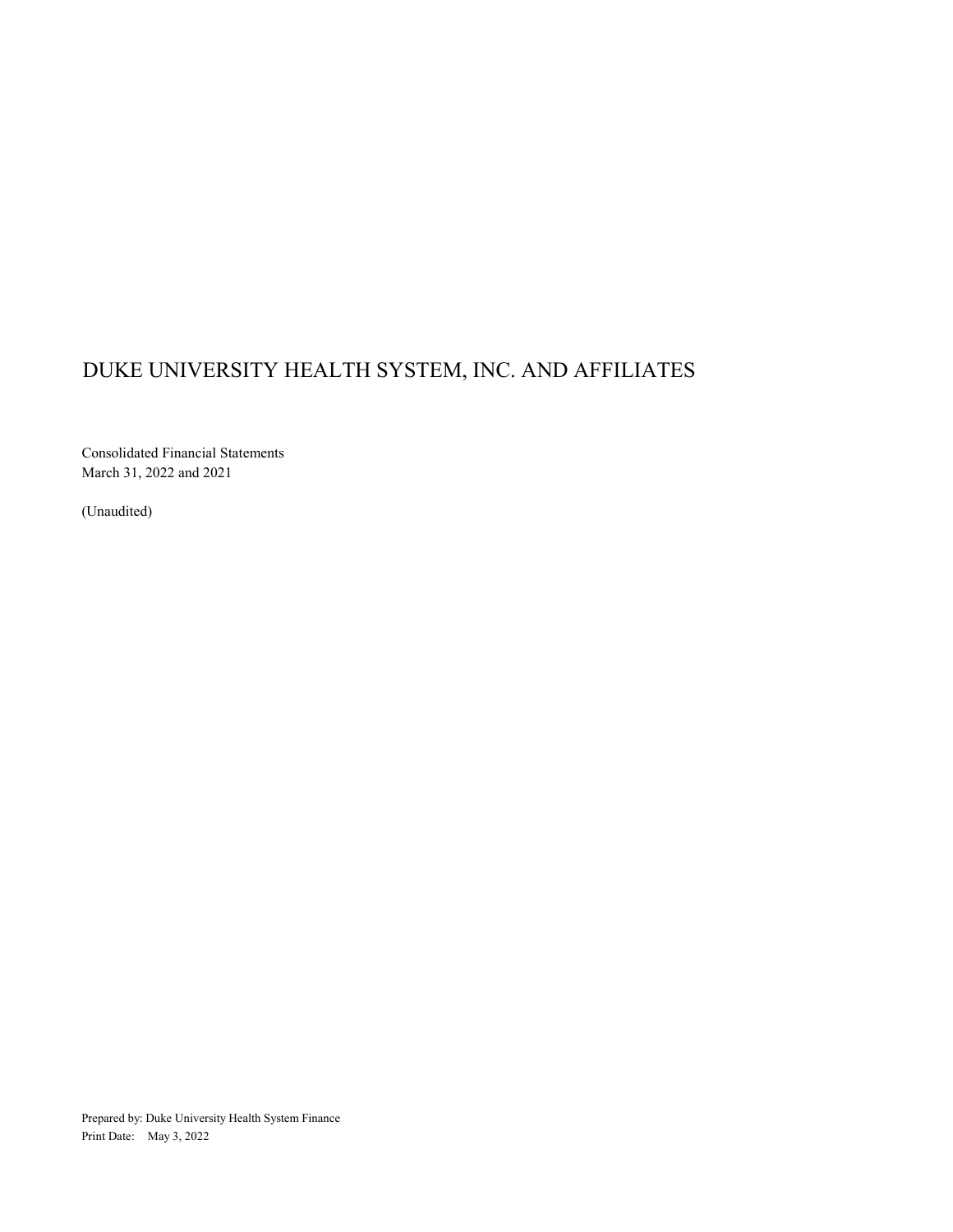# DUKE UNIVERSITY HEALTH SYSTEM, INC. AND AFFILIATES

Consolidated Financial Statements
March 31, 2022 and 2021

(Unaudited)

Prepared by: Duke University Health System Finance
Print Date: May 3, 2022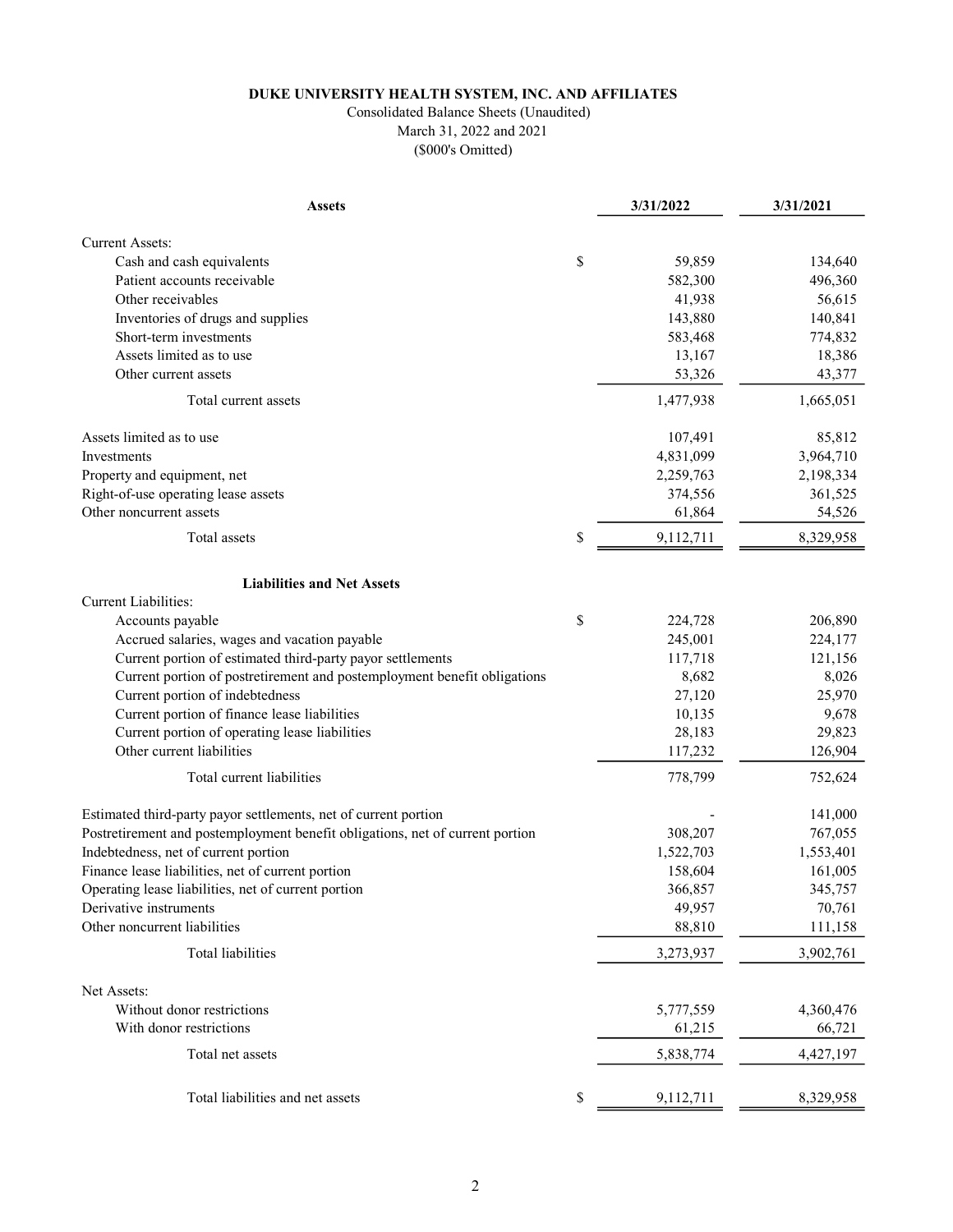**DUKE UNIVERSITY HEALTH SYSTEM, INC. AND AFFILIATES**

Consolidated Balance Sheets (Unaudited)

March 31, 2022 and 2021

($000's Omitted)

| **Assets** | | 3/31/2022 | 3/31/2021 |
|---|---|---|---|
| Current Assets: | | | |
| Cash and cash equivalents | $ | 59,859 | 134,640 |
| Patient accounts receivable | | 582,300 | 496,360 |
| Other receivables | | 41,938 | 56,615 |
| Inventories of drugs and supplies | | 143,880 | 140,841 |
| Short-term investments | | 583,468 | 774,832 |
| Assets limited as to use | | 13,167 | 18,386 |
| Other current assets | | 53,326 | 43,377 |
| Total current assets | | 1,477,938 | 1,665,051 |
| Assets limited as to use | | 107,491 | 85,812 |
| Investments | | 4,831,099 | 3,964,710 |
| Property and equipment, net | | 2,259,763 | 2,198,334 |
| Right-of-use operating lease assets | | 374,556 | 361,525 |
| Other noncurrent assets | | 61,864 | 54,526 |
| Total assets | $ | 9,112,711 | 8,329,958 |
| **Liabilities and Net Assets** | | | |
| Current Liabilities: | | | |
| Accounts payable | $ | 224,728 | 206,890 |
| Accrued salaries, wages and vacation payable | | 245,001 | 224,177 |
| Current portion of estimated third-party payor settlements | | 117,718 | 121,156 |
| Current portion of postretirement and postemployment benefit obligations | | 8,682 | 8,026 |
| Current portion of indebtedness | | 27,120 | 25,970 |
| Current portion of finance lease liabilities | | 10,135 | 9,678 |
| Current portion of operating lease liabilities | | 28,183 | 29,823 |
| Other current liabilities | | 117,232 | 126,904 |
| Total current liabilities | | 778,799 | 752,624 |
| Estimated third-party payor settlements, net of current portion | | - | 141,000 |
| Postretirement and postemployment benefit obligations, net of current portion | | 308,207 | 767,055 |
| Indebtedness, net of current portion | | 1,522,703 | 1,553,401 |
| Finance lease liabilities, net of current portion | | 158,604 | 161,005 |
| Operating lease liabilities, net of current portion | | 366,857 | 345,757 |
| Derivative instruments | | 49,957 | 70,761 |
| Other noncurrent liabilities | | 88,810 | 111,158 |
| Total liabilities | | 3,273,937 | 3,902,761 |
| Net Assets: | | | |
| Without donor restrictions | | 5,777,559 | 4,360,476 |
| With donor restrictions | | 61,215 | 66,721 |
| Total net assets | | 5,838,774 | 4,427,197 |
| Total liabilities and net assets | $ | 9,112,711 | 8,329,958 |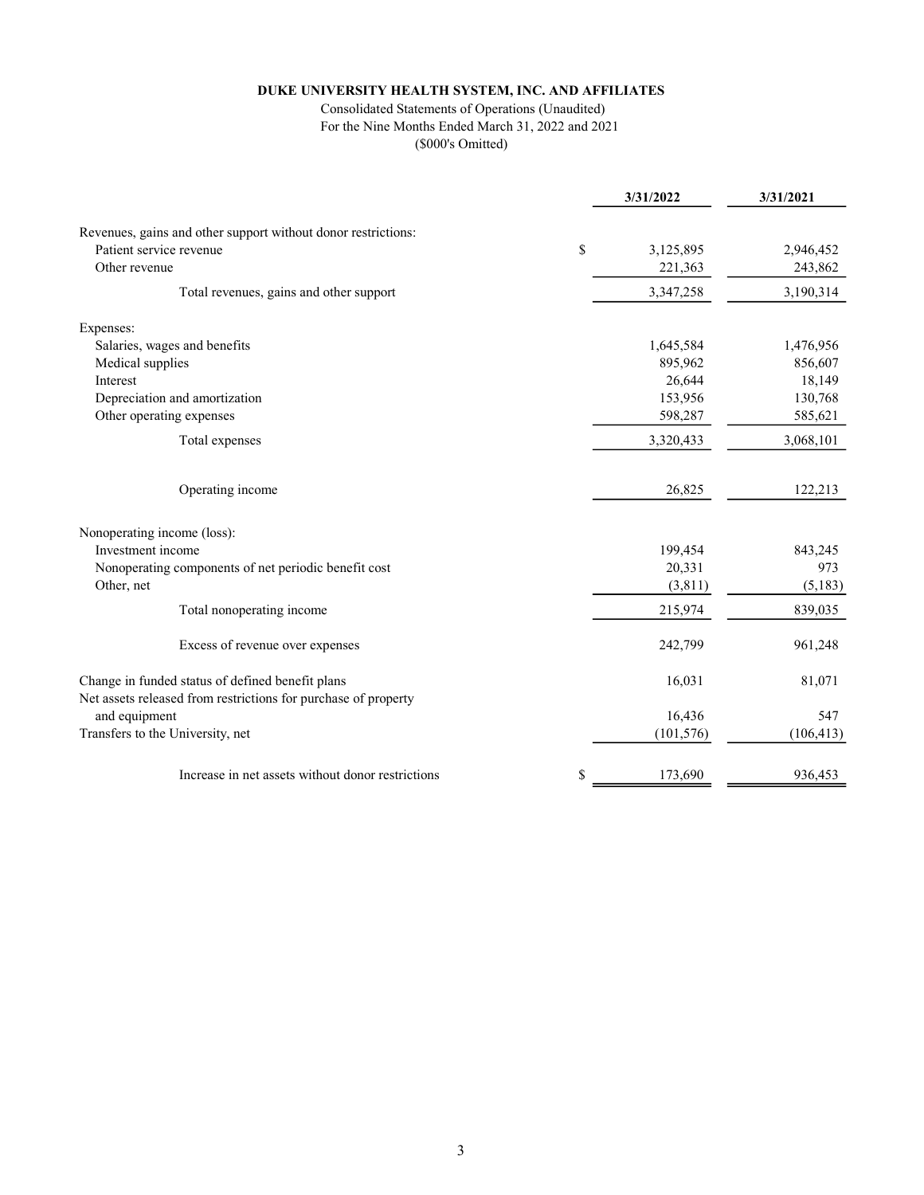**DUKE UNIVERSITY HEALTH SYSTEM, INC. AND AFFILIATES**

Consolidated Statements of Operations (Unaudited)
For the Nine Months Ended March 31, 2022 and 2021
($000's Omitted)

| | 3/31/2022 | 3/31/2021 |
|---|---|---|
| Revenues, gains and other support without donor restrictions: | | |
| Patient service revenue | $ 3,125,895 | 2,946,452 |
| Other revenue | 221,363 | 243,862 |
| Total revenues, gains and other support | 3,347,258 | 3,190,314 |
| Expenses: | | |
| Salaries, wages and benefits | 1,645,584 | 1,476,956 |
| Medical supplies | 895,962 | 856,607 |
| Interest | 26,644 | 18,149 |
| Depreciation and amortization | 153,956 | 130,768 |
| Other operating expenses | 598,287 | 585,621 |
| Total expenses | 3,320,433 | 3,068,101 |
| Operating income | 26,825 | 122,213 |
| Nonoperating income (loss): | | |
| Investment income | 199,454 | 843,245 |
| Nonoperating components of net periodic benefit cost | 20,331 | 973 |
| Other, net | (3,811) | (5,183) |
| Total nonoperating income | 215,974 | 839,035 |
| Excess of revenue over expenses | 242,799 | 961,248 |
| Change in funded status of defined benefit plans | 16,031 | 81,071 |
| Net assets released from restrictions for purchase of property and equipment | 16,436 | 547 |
| Transfers to the University, net | (101,576) | (106,413) |
| Increase in net assets without donor restrictions | $ 173,690 | 936,453 |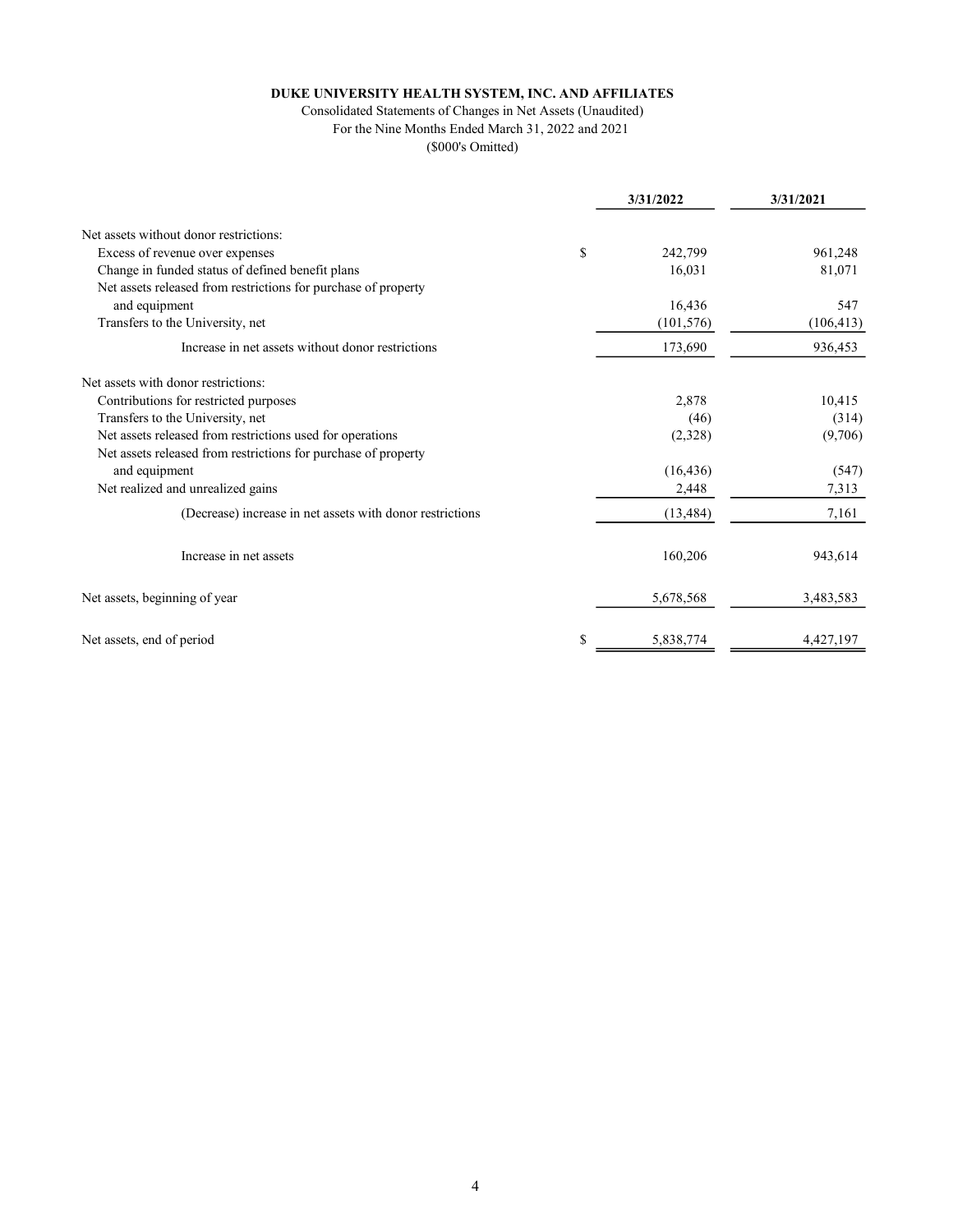**DUKE UNIVERSITY HEALTH SYSTEM, INC. AND AFFILIATES**

Consolidated Statements of Changes in Net Assets (Unaudited)

For the Nine Months Ended March 31, 2022 and 2021

($000's Omitted)

| | | 3/31/2022 | 3/31/2021 |
|---|---|---|---|
| Net assets without donor restrictions: | | | |
| Excess of revenue over expenses | $ | 242,799 | 961,248 |
| Change in funded status of defined benefit plans | | 16,031 | 81,071 |
| Net assets released from restrictions for purchase of property and equipment | | 16,436 | 547 |
| Transfers to the University, net | | (101,576) | (106,413) |
| Increase in net assets without donor restrictions | | 173,690 | 936,453 |
| Net assets with donor restrictions: | | | |
| Contributions for restricted purposes | | 2,878 | 10,415 |
| Transfers to the University, net | | (46) | (314) |
| Net assets released from restrictions used for operations | | (2,328) | (9,706) |
| Net assets released from restrictions for purchase of property and equipment | | (16,436) | (547) |
| Net realized and unrealized gains | | 2,448 | 7,313 |
| (Decrease) increase in net assets with donor restrictions | | (13,484) | 7,161 |
| Increase in net assets | | 160,206 | 943,614 |
| Net assets, beginning of year | | 5,678,568 | 3,483,583 |
| Net assets, end of period | $ | 5,838,774 | 4,427,197 |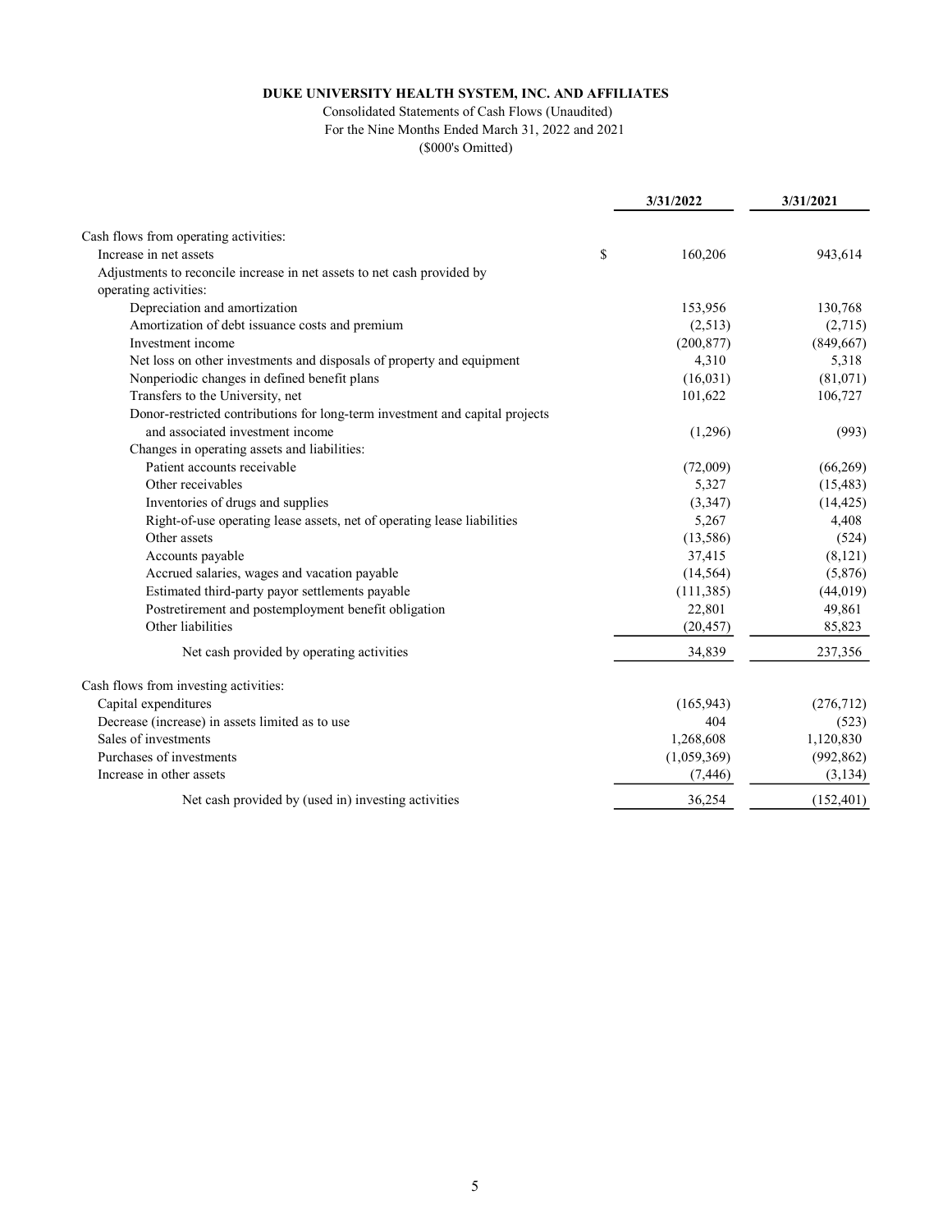**DUKE UNIVERSITY HEALTH SYSTEM, INC. AND AFFILIATES**

Consolidated Statements of Cash Flows (Unaudited)

For the Nine Months Ended March 31, 2022 and 2021

($000's Omitted)

| | | 3/31/2022 | 3/31/2021 |
|---|---|---|---|
| Cash flows from operating activities: | | | |
| Increase in net assets | $ | 160,206 | 943,614 |
| Adjustments to reconcile increase in net assets to net cash provided by operating activities: | | | |
| Depreciation and amortization | | 153,956 | 130,768 |
| Amortization of debt issuance costs and premium | | (2,513) | (2,715) |
| Investment income | | (200,877) | (849,667) |
| Net loss on other investments and disposals of property and equipment | | 4,310 | 5,318 |
| Nonperiodic changes in defined benefit plans | | (16,031) | (81,071) |
| Transfers to the University, net | | 101,622 | 106,727 |
| Donor-restricted contributions for long-term investment and capital projects and associated investment income | | (1,296) | (993) |
| Changes in operating assets and liabilities: | | | |
| Patient accounts receivable | | (72,009) | (66,269) |
| Other receivables | | 5,327 | (15,483) |
| Inventories of drugs and supplies | | (3,347) | (14,425) |
| Right-of-use operating lease assets, net of operating lease liabilities | | 5,267 | 4,408 |
| Other assets | | (13,586) | (524) |
| Accounts payable | | 37,415 | (8,121) |
| Accrued salaries, wages and vacation payable | | (14,564) | (5,876) |
| Estimated third-party payor settlements payable | | (111,385) | (44,019) |
| Postretirement and postemployment benefit obligation | | 22,801 | 49,861 |
| Other liabilities | | (20,457) | 85,823 |
| Net cash provided by operating activities | | 34,839 | 237,356 |
| Cash flows from investing activities: | | | |
| Capital expenditures | | (165,943) | (276,712) |
| Decrease (increase) in assets limited as to use | | 404 | (523) |
| Sales of investments | | 1,268,608 | 1,120,830 |
| Purchases of investments | | (1,059,369) | (992,862) |
| Increase in other assets | | (7,446) | (3,134) |
| Net cash provided by (used in) investing activities | | 36,254 | (152,401) |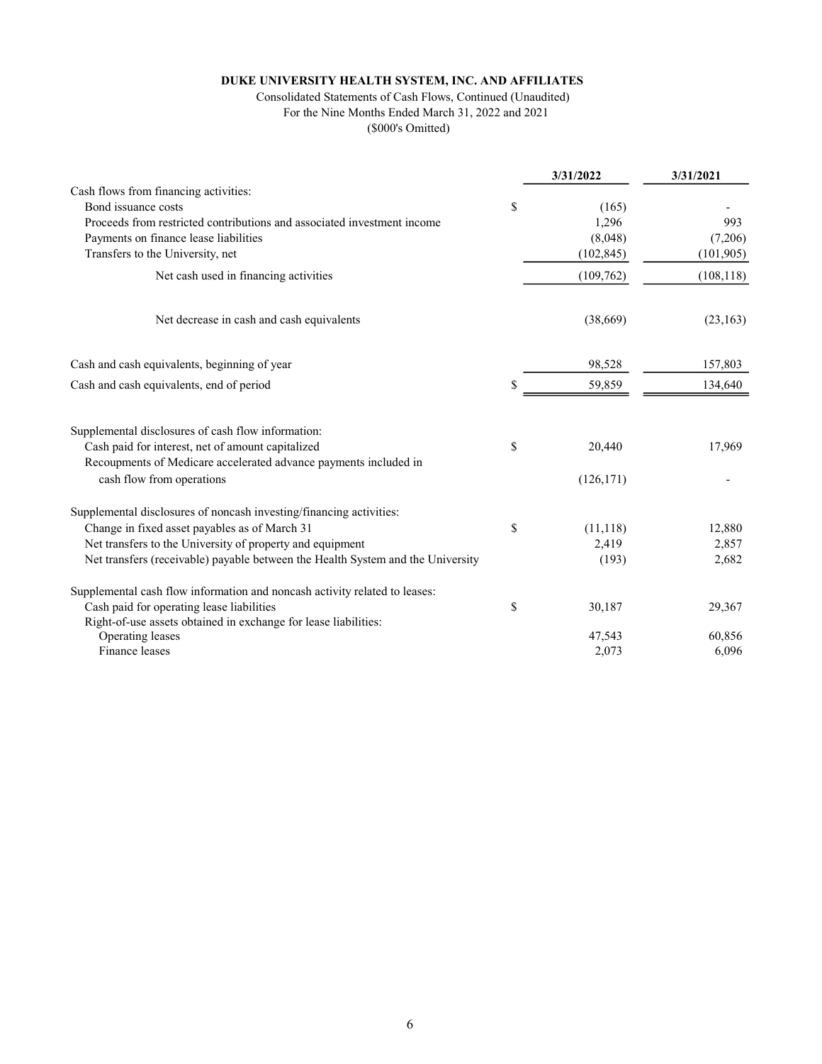**DUKE UNIVERSITY HEALTH SYSTEM, INC. AND AFFILIATES**

Consolidated Statements of Cash Flows, Continued (Unaudited)
For the Nine Months Ended March 31, 2022 and 2021
($000's Omitted)

| | | 3/31/2022 | 3/31/2021 |
|---|---|---|---|
| Cash flows from financing activities: | | | |
| Bond issuance costs | $ | (165) | - |
| Proceeds from restricted contributions and associated investment income | | 1,296 | 993 |
| Payments on finance lease liabilities | | (8,048) | (7,206) |
| Transfers to the University, net | | (102,845) | (101,905) |
| Net cash used in financing activities | | (109,762) | (108,118) |
| Net decrease in cash and cash equivalents | | (38,669) | (23,163) |
| Cash and cash equivalents, beginning of year | | 98,528 | 157,803 |
| Cash and cash equivalents, end of period | $ | 59,859 | 134,640 |
| Supplemental disclosures of cash flow information: | | | |
| Cash paid for interest, net of amount capitalized | $ | 20,440 | 17,969 |
| Recoupments of Medicare accelerated advance payments included in cash flow from operations | | (126,171) | - |
| Supplemental disclosures of noncash investing/financing activities: | | | |
| Change in fixed asset payables as of March 31 | $ | (11,118) | 12,880 |
| Net transfers to the University of property and equipment | | 2,419 | 2,857 |
| Net transfers (receivable) payable between the Health System and the University | | (193) | 2,682 |
| Supplemental cash flow information and noncash activity related to leases: | | | |
| Cash paid for operating lease liabilities | $ | 30,187 | 29,367 |
| Right-of-use assets obtained in exchange for lease liabilities: | | | |
| Operating leases | | 47,543 | 60,856 |
| Finance leases | | 2,073 | 6,096 |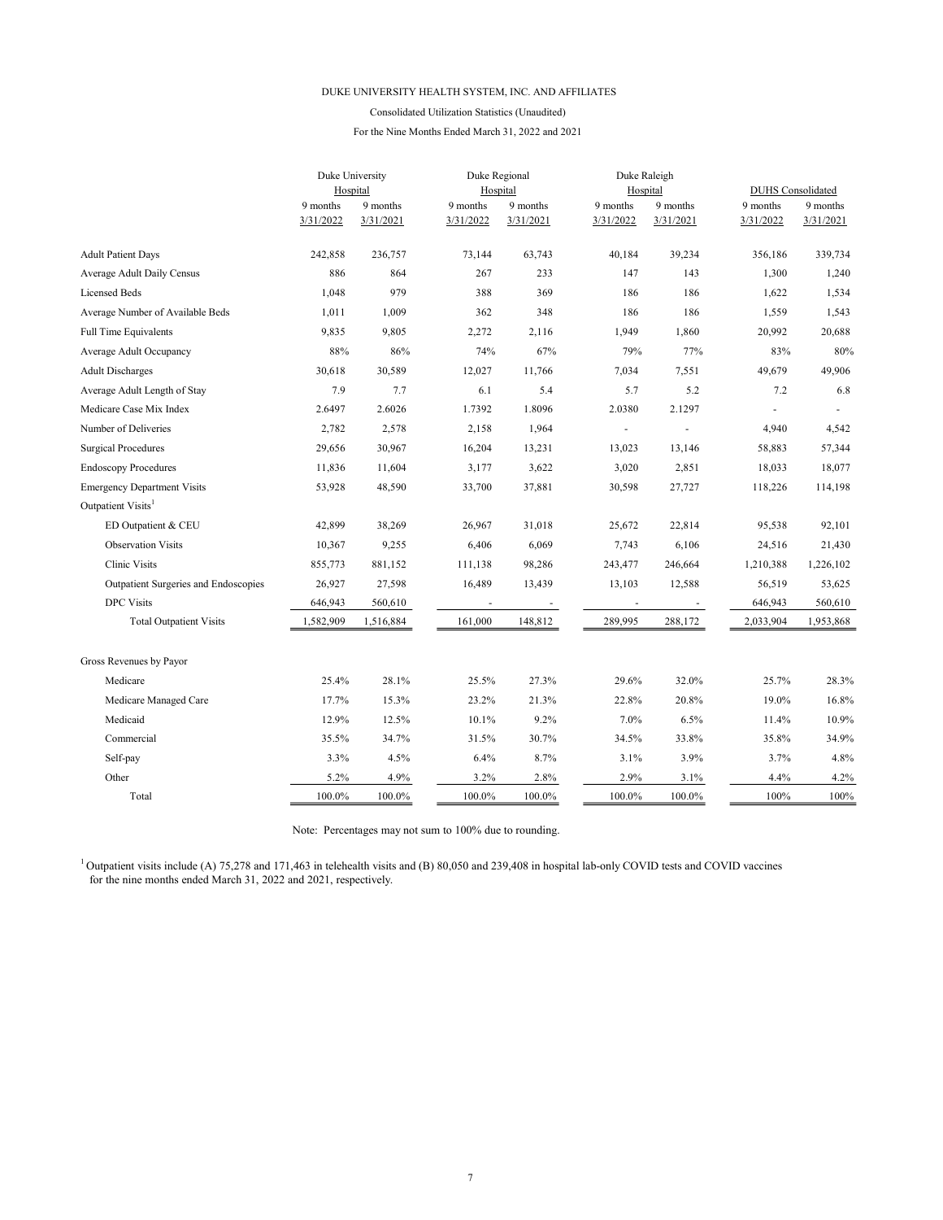DUKE UNIVERSITY HEALTH SYSTEM, INC. AND AFFILIATES

Consolidated Utilization Statistics (Unaudited)

For the Nine Months Ended March 31, 2022 and 2021

| | Duke University Hospital | | Duke Regional Hospital | | Duke Raleigh Hospital | | DUHS Consolidated | |
|---|---|---|---|---|---|---|---|---|
| | 9 months 3/31/2022 | 9 months 3/31/2021 | 9 months 3/31/2022 | 9 months 3/31/2021 | 9 months 3/31/2022 | 9 months 3/31/2021 | 9 months 3/31/2022 | 9 months 3/31/2021 |
| Adult Patient Days | 242,858 | 236,757 | 73,144 | 63,743 | 40,184 | 39,234 | 356,186 | 339,734 |
| Average Adult Daily Census | 886 | 864 | 267 | 233 | 147 | 143 | 1,300 | 1,240 |
| Licensed Beds | 1,048 | 979 | 388 | 369 | 186 | 186 | 1,622 | 1,534 |
| Average Number of Available Beds | 1,011 | 1,009 | 362 | 348 | 186 | 186 | 1,559 | 1,543 |
| Full Time Equivalents | 9,835 | 9,805 | 2,272 | 2,116 | 1,949 | 1,860 | 20,992 | 20,688 |
| Average Adult Occupancy | 88% | 86% | 74% | 67% | 79% | 77% | 83% | 80% |
| Adult Discharges | 30,618 | 30,589 | 12,027 | 11,766 | 7,034 | 7,551 | 49,679 | 49,906 |
| Average Adult Length of Stay | 7.9 | 7.7 | 6.1 | 5.4 | 5.7 | 5.2 | 7.2 | 6.8 |
| Medicare Case Mix Index | 2.6497 | 2.6026 | 1.7392 | 1.8096 | 2.0380 | 2.1297 | - | - |
| Number of Deliveries | 2,782 | 2,578 | 2,158 | 1,964 | - | - | 4,940 | 4,542 |
| Surgical Procedures | 29,656 | 30,967 | 16,204 | 13,231 | 13,023 | 13,146 | 58,883 | 57,344 |
| Endoscopy Procedures | 11,836 | 11,604 | 3,177 | 3,622 | 3,020 | 2,851 | 18,033 | 18,077 |
| Emergency Department Visits | 53,928 | 48,590 | 33,700 | 37,881 | 30,598 | 27,727 | 118,226 | 114,198 |
| Outpatient Visits[1] | | | | | | | | |
| ED Outpatient & CEU | 42,899 | 38,269 | 26,967 | 31,018 | 25,672 | 22,814 | 95,538 | 92,101 |
| Observation Visits | 10,367 | 9,255 | 6,406 | 6,069 | 7,743 | 6,106 | 24,516 | 21,430 |
| Clinic Visits | 855,773 | 881,152 | 111,138 | 98,286 | 243,477 | 246,664 | 1,210,388 | 1,226,102 |
| Outpatient Surgeries and Endoscopies | 26,927 | 27,598 | 16,489 | 13,439 | 13,103 | 12,588 | 56,519 | 53,625 |
| DPC Visits | 646,943 | 560,610 | - | - | - | - | 646,943 | 560,610 |
| Total Outpatient Visits | 1,582,909 | 1,516,884 | 161,000 | 148,812 | 289,995 | 288,172 | 2,033,904 | 1,953,868 |
| | | | | | | | | |
| Gross Revenues by Payor | | | | | | | | |
| Medicare | 25.4% | 28.1% | 25.5% | 27.3% | 29.6% | 32.0% | 25.7% | 28.3% |
| Medicare Managed Care | 17.7% | 15.3% | 23.2% | 21.3% | 22.8% | 20.8% | 19.0% | 16.8% |
| Medicaid | 12.9% | 12.5% | 10.1% | 9.2% | 7.0% | 6.5% | 11.4% | 10.9% |
| Commercial | 35.5% | 34.7% | 31.5% | 30.7% | 34.5% | 33.8% | 35.8% | 34.9% |
| Self-pay | 3.3% | 4.5% | 6.4% | 8.7% | 3.1% | 3.9% | 3.7% | 4.8% |
| Other | 5.2% | 4.9% | 3.2% | 2.8% | 2.9% | 3.1% | 4.4% | 4.2% |
| Total | 100.0% | 100.0% | 100.0% | 100.0% | 100.0% | 100.0% | 100% | 100% |

Note: Percentages may not sum to 100% due to rounding.

[1] Outpatient visits include (A) 75,278 and 171,463 in telehealth visits and (B) 80,050 and 239,408 in hospital lab-only COVID tests and COVID vaccines for the nine months ended March 31, 2022 and 2021, respectively.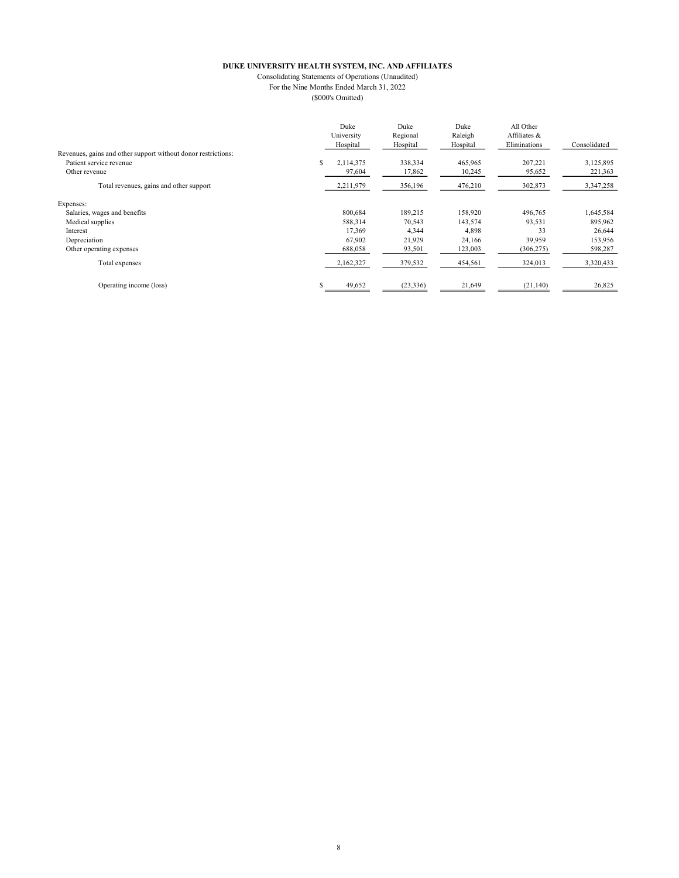**DUKE UNIVERSITY HEALTH SYSTEM, INC. AND AFFILIATES**

Consolidating Statements of Operations (Unaudited)

For the Nine Months Ended March 31, 2022

($000's Omitted)

| | Duke University Hospital | Duke Regional Hospital | Duke Raleigh Hospital | All Other Affiliates & Eliminations | Consolidated |
|---|---|---|---|---|---|
| Revenues, gains and other support without donor restrictions: | | | | | |
| Patient service revenue | $ 2,114,375 | 338,334 | 465,965 | 207,221 | 3,125,895 |
| Other revenue | 97,604 | 17,862 | 10,245 | 95,652 | 221,363 |
| Total revenues, gains and other support | 2,211,979 | 356,196 | 476,210 | 302,873 | 3,347,258 |
| Expenses: | | | | | |
| Salaries, wages and benefits | 800,684 | 189,215 | 158,920 | 496,765 | 1,645,584 |
| Medical supplies | 588,314 | 70,543 | 143,574 | 93,531 | 895,962 |
| Interest | 17,369 | 4,344 | 4,898 | 33 | 26,644 |
| Depreciation | 67,902 | 21,929 | 24,166 | 39,959 | 153,956 |
| Other operating expenses | 688,058 | 93,501 | 123,003 | (306,275) | 598,287 |
| Total expenses | 2,162,327 | 379,532 | 454,561 | 324,013 | 3,320,433 |
| Operating income (loss) | $ 49,652 | (23,336) | 21,649 | (21,140) | 26,825 |